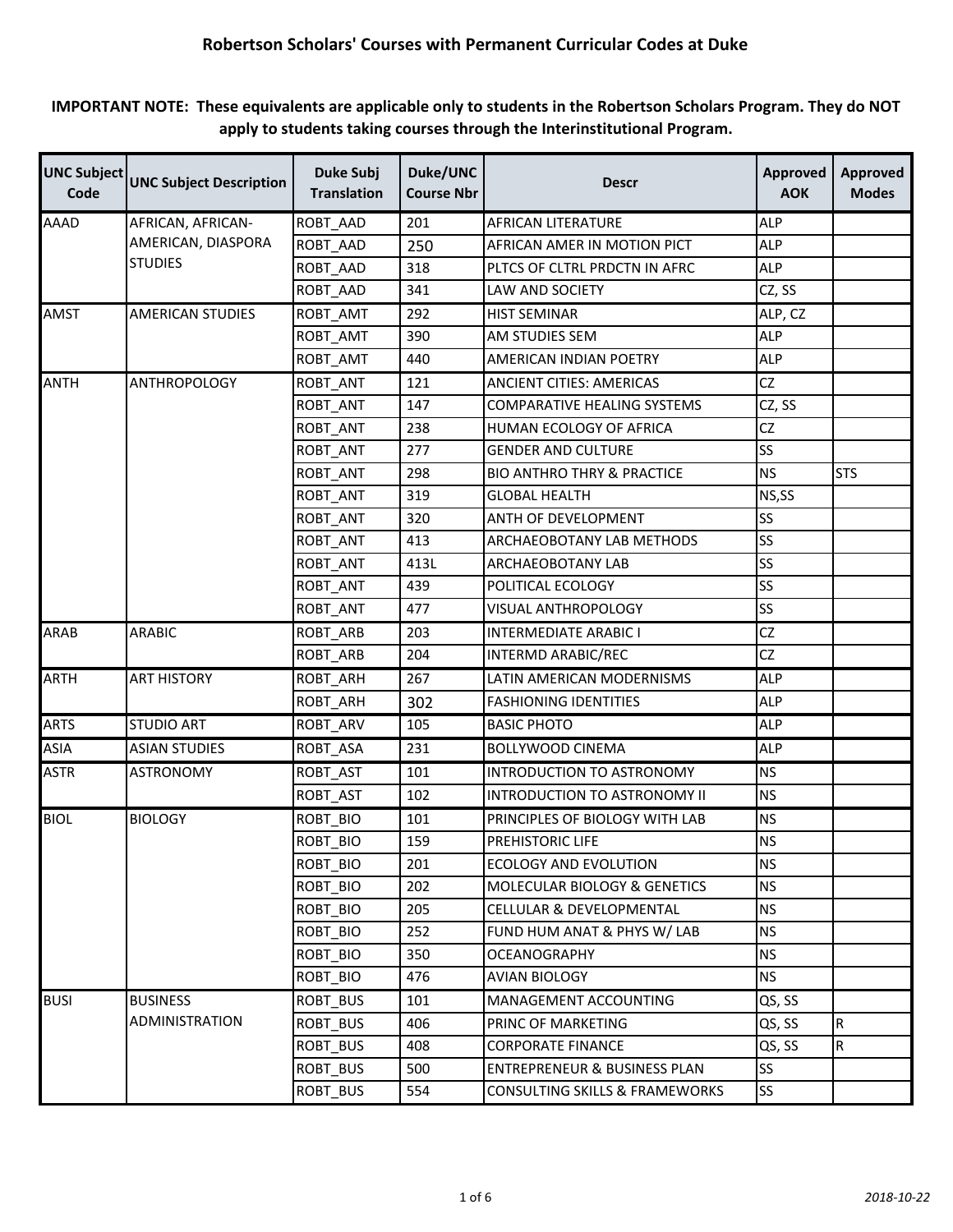# Robertson Scholars' Courses with Permanent Curricular Codes at Duke

**IMPORTANT NOTE: These equivalents are applicable only to students in the Robertson Scholars Program. They do NOT apply to students taking courses through the Interinstitutional Program.**

| UNC Subject Code | UNC Subject Description | Duke Subj Translation | Duke/UNC Course Nbr | Descr | Approved AOK | Approved Modes |
|---|---|---|---|---|---|---|
| AAAD | AFRICAN, AFRICAN-AMERICAN, DIASPORA STUDIES | ROBT_AAD | 201 | AFRICAN LITERATURE | ALP | |
| | | ROBT_AAD | 250 | AFRICAN AMER IN MOTION PICT | ALP | |
| | | ROBT_AAD | 318 | PLTCS OF CLTRL PRDCTN IN AFRC | ALP | |
| | | ROBT_AAD | 341 | LAW AND SOCIETY | CZ, SS | |
| AMST | AMERICAN STUDIES | ROBT_AMT | 292 | HIST SEMINAR | ALP, CZ | |
| | | ROBT_AMT | 390 | AM STUDIES SEM | ALP | |
| | | ROBT_AMT | 440 | AMERICAN INDIAN POETRY | ALP | |
| ANTH | ANTHROPOLOGY | ROBT_ANT | 121 | ANCIENT CITIES: AMERICAS | CZ | |
| | | ROBT_ANT | 147 | COMPARATIVE HEALING SYSTEMS | CZ, SS | |
| | | ROBT_ANT | 238 | HUMAN ECOLOGY OF AFRICA | CZ | |
| | | ROBT_ANT | 277 | GENDER AND CULTURE | SS | |
| | | ROBT_ANT | 298 | BIO ANTHRO THRY & PRACTICE | NS | STS |
| | | ROBT_ANT | 319 | GLOBAL HEALTH | NS,SS | |
| | | ROBT_ANT | 320 | ANTH OF DEVELOPMENT | SS | |
| | | ROBT_ANT | 413 | ARCHAEOBOTANY LAB METHODS | SS | |
| | | ROBT_ANT | 413L | ARCHAEOBOTANY LAB | SS | |
| | | ROBT_ANT | 439 | POLITICAL ECOLOGY | SS | |
| | | ROBT_ANT | 477 | VISUAL ANTHROPOLOGY | SS | |
| ARAB | ARABIC | ROBT_ARB | 203 | INTERMEDIATE ARABIC I | CZ | |
| | | ROBT_ARB | 204 | INTERMD ARABIC/REC | CZ | |
| ARTH | ART HISTORY | ROBT_ARH | 267 | LATIN AMERICAN MODERNISMS | ALP | |
| | | ROBT_ARH | 302 | FASHIONING IDENTITIES | ALP | |
| ARTS | STUDIO ART | ROBT_ARV | 105 | BASIC PHOTO | ALP | |
| ASIA | ASIAN STUDIES | ROBT_ASA | 231 | BOLLYWOOD CINEMA | ALP | |
| ASTR | ASTRONOMY | ROBT_AST | 101 | INTRODUCTION TO ASTRONOMY | NS | |
| | | ROBT_AST | 102 | INTRODUCTION TO ASTRONOMY II | NS | |
| BIOL | BIOLOGY | ROBT_BIO | 101 | PRINCIPLES OF BIOLOGY WITH LAB | NS | |
| | | ROBT_BIO | 159 | PREHISTORIC LIFE | NS | |
| | | ROBT_BIO | 201 | ECOLOGY AND EVOLUTION | NS | |
| | | ROBT_BIO | 202 | MOLECULAR BIOLOGY & GENETICS | NS | |
| | | ROBT_BIO | 205 | CELLULAR & DEVELOPMENTAL | NS | |
| | | ROBT_BIO | 252 | FUND HUM ANAT & PHYS W/ LAB | NS | |
| | | ROBT_BIO | 350 | OCEANOGRAPHY | NS | |
| | | ROBT_BIO | 476 | AVIAN BIOLOGY | NS | |
| BUSI | BUSINESS ADMINISTRATION | ROBT_BUS | 101 | MANAGEMENT ACCOUNTING | QS, SS | |
| | | ROBT_BUS | 406 | PRINC OF MARKETING | QS, SS | R |
| | | ROBT_BUS | 408 | CORPORATE FINANCE | QS, SS | R |
| | | ROBT_BUS | 500 | ENTREPRENEUR & BUSINESS PLAN | SS | |
| | | ROBT_BUS | 554 | CONSULTING SKILLS & FRAMEWORKS | SS | |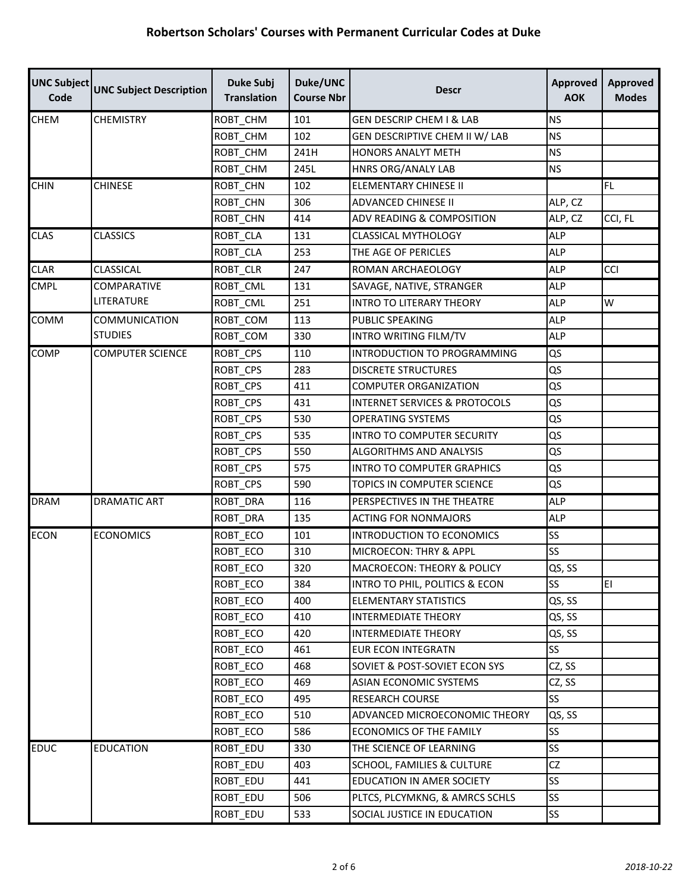# Robertson Scholars' Courses with Permanent Curricular Codes at Duke

| UNC Subject Code | UNC Subject Description | Duke Subj Translation | Duke/UNC Course Nbr | Descr | Approved AOK | Approved Modes |
|---|---|---|---|---|---|---|
| CHEM | CHEMISTRY | ROBT_CHM | 101 | GEN DESCRIP CHEM I & LAB | NS | |
| | | ROBT_CHM | 102 | GEN DESCRIPTIVE CHEM II W/ LAB | NS | |
| | | ROBT_CHM | 241H | HONORS ANALYT METH | NS | |
| | | ROBT_CHM | 245L | HNRS ORG/ANALY LAB | NS | |
| CHIN | CHINESE | ROBT_CHN | 102 | ELEMENTARY CHINESE II | | FL |
| | | ROBT_CHN | 306 | ADVANCED CHINESE II | ALP, CZ | |
| | | ROBT_CHN | 414 | ADV READING & COMPOSITION | ALP, CZ | CCI, FL |
| CLAS | CLASSICS | ROBT_CLA | 131 | CLASSICAL MYTHOLOGY | ALP | |
| | | ROBT_CLA | 253 | THE AGE OF PERICLES | ALP | |
| CLAR | CLASSICAL | ROBT_CLR | 247 | ROMAN ARCHAEOLOGY | ALP | CCI |
| CMPL | COMPARATIVE LITERATURE | ROBT_CML | 131 | SAVAGE, NATIVE, STRANGER | ALP | |
| | | ROBT_CML | 251 | INTRO TO LITERARY THEORY | ALP | W |
| COMM | COMMUNICATION STUDIES | ROBT_COM | 113 | PUBLIC SPEAKING | ALP | |
| | | ROBT_COM | 330 | INTRO WRITING FILM/TV | ALP | |
| COMP | COMPUTER SCIENCE | ROBT_CPS | 110 | INTRODUCTION TO PROGRAMMING | QS | |
| | | ROBT_CPS | 283 | DISCRETE STRUCTURES | QS | |
| | | ROBT_CPS | 411 | COMPUTER ORGANIZATION | QS | |
| | | ROBT_CPS | 431 | INTERNET SERVICES & PROTOCOLS | QS | |
| | | ROBT_CPS | 530 | OPERATING SYSTEMS | QS | |
| | | ROBT_CPS | 535 | INTRO TO COMPUTER SECURITY | QS | |
| | | ROBT_CPS | 550 | ALGORITHMS AND ANALYSIS | QS | |
| | | ROBT_CPS | 575 | INTRO TO COMPUTER GRAPHICS | QS | |
| | | ROBT_CPS | 590 | TOPICS IN COMPUTER SCIENCE | QS | |
| DRAM | DRAMATIC ART | ROBT_DRA | 116 | PERSPECTIVES IN THE THEATRE | ALP | |
| | | ROBT_DRA | 135 | ACTING FOR NONMAJORS | ALP | |
| ECON | ECONOMICS | ROBT_ECO | 101 | INTRODUCTION TO ECONOMICS | SS | |
| | | ROBT_ECO | 310 | MICROECON: THRY & APPL | SS | |
| | | ROBT_ECO | 320 | MACROECON: THEORY & POLICY | QS, SS | |
| | | ROBT_ECO | 384 | INTRO TO PHIL, POLITICS & ECON | SS | EI |
| | | ROBT_ECO | 400 | ELEMENTARY STATISTICS | QS, SS | |
| | | ROBT_ECO | 410 | INTERMEDIATE THEORY | QS, SS | |
| | | ROBT_ECO | 420 | INTERMEDIATE THEORY | QS, SS | |
| | | ROBT_ECO | 461 | EUR ECON INTEGRATN | SS | |
| | | ROBT_ECO | 468 | SOVIET & POST-SOVIET ECON SYS | CZ, SS | |
| | | ROBT_ECO | 469 | ASIAN ECONOMIC SYSTEMS | CZ, SS | |
| | | ROBT_ECO | 495 | RESEARCH COURSE | SS | |
| | | ROBT_ECO | 510 | ADVANCED MICROECONOMIC THEORY | QS, SS | |
| | | ROBT_ECO | 586 | ECONOMICS OF THE FAMILY | SS | |
| EDUC | EDUCATION | ROBT_EDU | 330 | THE SCIENCE OF LEARNING | SS | |
| | | ROBT_EDU | 403 | SCHOOL, FAMILIES & CULTURE | CZ | |
| | | ROBT_EDU | 441 | EDUCATION IN AMER SOCIETY | SS | |
| | | ROBT_EDU | 506 | PLTCS, PLCYMKNG, & AMRCS SCHLS | SS | |
| | | ROBT_EDU | 533 | SOCIAL JUSTICE IN EDUCATION | SS | |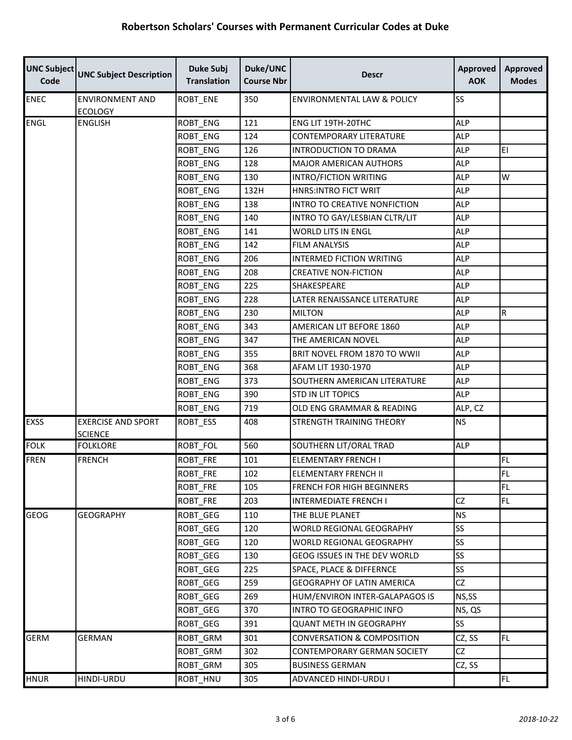## Robertson Scholars' Courses with Permanent Curricular Codes at Duke

| UNC Subject Code | UNC Subject Description | Duke Subj Translation | Duke/UNC Course Nbr | Descr | Approved AOK | Approved Modes |
|---|---|---|---|---|---|---|
| ENEC | ENVIRONMENT AND ECOLOGY | ROBT_ENE | 350 | ENVIRONMENTAL LAW & POLICY | SS | |
| ENGL | ENGLISH | ROBT_ENG | 121 | ENG LIT 19TH-20THC | ALP | |
| | | ROBT_ENG | 124 | CONTEMPORARY LITERATURE | ALP | |
| | | ROBT_ENG | 126 | INTRODUCTION TO DRAMA | ALP | EI |
| | | ROBT_ENG | 128 | MAJOR AMERICAN AUTHORS | ALP | |
| | | ROBT_ENG | 130 | INTRO/FICTION WRITING | ALP | W |
| | | ROBT_ENG | 132H | HNRS:INTRO FICT WRIT | ALP | |
| | | ROBT_ENG | 138 | INTRO TO CREATIVE NONFICTION | ALP | |
| | | ROBT_ENG | 140 | INTRO TO GAY/LESBIAN CLTR/LIT | ALP | |
| | | ROBT_ENG | 141 | WORLD LITS IN ENGL | ALP | |
| | | ROBT_ENG | 142 | FILM ANALYSIS | ALP | |
| | | ROBT_ENG | 206 | INTERMED FICTION WRITING | ALP | |
| | | ROBT_ENG | 208 | CREATIVE NON-FICTION | ALP | |
| | | ROBT_ENG | 225 | SHAKESPEARE | ALP | |
| | | ROBT_ENG | 228 | LATER RENAISSANCE LITERATURE | ALP | |
| | | ROBT_ENG | 230 | MILTON | ALP | R |
| | | ROBT_ENG | 343 | AMERICAN LIT BEFORE 1860 | ALP | |
| | | ROBT_ENG | 347 | THE AMERICAN NOVEL | ALP | |
| | | ROBT_ENG | 355 | BRIT NOVEL FROM 1870 TO WWII | ALP | |
| | | ROBT_ENG | 368 | AFAM LIT 1930-1970 | ALP | |
| | | ROBT_ENG | 373 | SOUTHERN AMERICAN LITERATURE | ALP | |
| | | ROBT_ENG | 390 | STD IN LIT TOPICS | ALP | |
| | | ROBT_ENG | 719 | OLD ENG GRAMMAR & READING | ALP, CZ | |
| EXSS | EXERCISE AND SPORT SCIENCE | ROBT_ESS | 408 | STRENGTH TRAINING THEORY | NS | |
| FOLK | FOLKLORE | ROBT_FOL | 560 | SOUTHERN LIT/ORAL TRAD | ALP | |
| FREN | FRENCH | ROBT_FRE | 101 | ELEMENTARY FRENCH I | | FL |
| | | ROBT_FRE | 102 | ELEMENTARY FRENCH II | | FL |
| | | ROBT_FRE | 105 | FRENCH FOR HIGH BEGINNERS | | FL |
| | | ROBT_FRE | 203 | INTERMEDIATE FRENCH I | CZ | FL |
| GEOG | GEOGRAPHY | ROBT_GEG | 110 | THE BLUE PLANET | NS | |
| | | ROBT_GEG | 120 | WORLD REGIONAL GEOGRAPHY | SS | |
| | | ROBT_GEG | 120 | WORLD REGIONAL GEOGRAPHY | SS | |
| | | ROBT_GEG | 130 | GEOG ISSUES IN THE DEV WORLD | SS | |
| | | ROBT_GEG | 225 | SPACE, PLACE & DIFFERNCE | SS | |
| | | ROBT_GEG | 259 | GEOGRAPHY OF LATIN AMERICA | CZ | |
| | | ROBT_GEG | 269 | HUM/ENVIRON INTER-GALAPAGOS IS | NS,SS | |
| | | ROBT_GEG | 370 | INTRO TO GEOGRAPHIC INFO | NS, QS | |
| | | ROBT_GEG | 391 | QUANT METH IN GEOGRAPHY | SS | |
| GERM | GERMAN | ROBT_GRM | 301 | CONVERSATION & COMPOSITION | CZ, SS | FL |
| | | ROBT_GRM | 302 | CONTEMPORARY GERMAN SOCIETY | CZ | |
| | | ROBT_GRM | 305 | BUSINESS GERMAN | CZ, SS | |
| HNUR | HINDI-URDU | ROBT_HNU | 305 | ADVANCED HINDI-URDU I | | FL |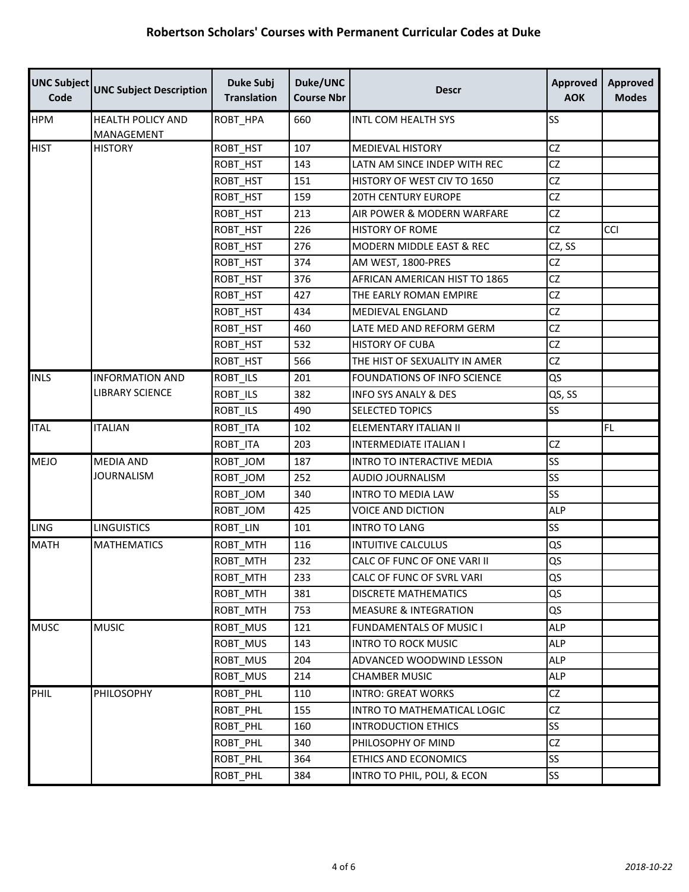## Robertson Scholars' Courses with Permanent Curricular Codes at Duke

| UNC Subject Code | UNC Subject Description | Duke Subj Translation | Duke/UNC Course Nbr | Descr | Approved AOK | Approved Modes |
|---|---|---|---|---|---|---|
| HPM | HEALTH POLICY AND MANAGEMENT | ROBT_HPA | 660 | INTL COM HEALTH SYS | SS | |
| HIST | HISTORY | ROBT_HST | 107 | MEDIEVAL HISTORY | CZ | |
| | | ROBT_HST | 143 | LATN AM SINCE INDEP WITH REC | CZ | |
| | | ROBT_HST | 151 | HISTORY OF WEST CIV TO 1650 | CZ | |
| | | ROBT_HST | 159 | 20TH CENTURY EUROPE | CZ | |
| | | ROBT_HST | 213 | AIR POWER & MODERN WARFARE | CZ | |
| | | ROBT_HST | 226 | HISTORY OF ROME | CZ | CCI |
| | | ROBT_HST | 276 | MODERN MIDDLE EAST & REC | CZ, SS | |
| | | ROBT_HST | 374 | AM WEST, 1800-PRES | CZ | |
| | | ROBT_HST | 376 | AFRICAN AMERICAN HIST TO 1865 | CZ | |
| | | ROBT_HST | 427 | THE EARLY ROMAN EMPIRE | CZ | |
| | | ROBT_HST | 434 | MEDIEVAL ENGLAND | CZ | |
| | | ROBT_HST | 460 | LATE MED AND REFORM GERM | CZ | |
| | | ROBT_HST | 532 | HISTORY OF CUBA | CZ | |
| | | ROBT_HST | 566 | THE HIST OF SEXUALITY IN AMER | CZ | |
| INLS | INFORMATION AND LIBRARY SCIENCE | ROBT_ILS | 201 | FOUNDATIONS OF INFO SCIENCE | QS | |
| | | ROBT_ILS | 382 | INFO SYS ANALY & DES | QS, SS | |
| | | ROBT_ILS | 490 | SELECTED TOPICS | SS | |
| ITAL | ITALIAN | ROBT_ITA | 102 | ELEMENTARY ITALIAN II | | FL |
| | | ROBT_ITA | 203 | INTERMEDIATE ITALIAN I | CZ | |
| MEJO | MEDIA AND JOURNALISM | ROBT_JOM | 187 | INTRO TO INTERACTIVE MEDIA | SS | |
| | | ROBT_JOM | 252 | AUDIO JOURNALISM | SS | |
| | | ROBT_JOM | 340 | INTRO TO MEDIA LAW | SS | |
| | | ROBT_JOM | 425 | VOICE AND DICTION | ALP | |
| LING | LINGUISTICS | ROBT_LIN | 101 | INTRO TO LANG | SS | |
| MATH | MATHEMATICS | ROBT_MTH | 116 | INTUITIVE CALCULUS | QS | |
| | | ROBT_MTH | 232 | CALC OF FUNC OF ONE VARI II | QS | |
| | | ROBT_MTH | 233 | CALC OF FUNC OF SVRL VARI | QS | |
| | | ROBT_MTH | 381 | DISCRETE MATHEMATICS | QS | |
| | | ROBT_MTH | 753 | MEASURE & INTEGRATION | QS | |
| MUSC | MUSIC | ROBT_MUS | 121 | FUNDAMENTALS OF MUSIC I | ALP | |
| | | ROBT_MUS | 143 | INTRO TO ROCK MUSIC | ALP | |
| | | ROBT_MUS | 204 | ADVANCED WOODWIND LESSON | ALP | |
| | | ROBT_MUS | 214 | CHAMBER MUSIC | ALP | |
| PHIL | PHILOSOPHY | ROBT_PHL | 110 | INTRO: GREAT WORKS | CZ | |
| | | ROBT_PHL | 155 | INTRO TO MATHEMATICAL LOGIC | CZ | |
| | | ROBT_PHL | 160 | INTRODUCTION ETHICS | SS | |
| | | ROBT_PHL | 340 | PHILOSOPHY OF MIND | CZ | |
| | | ROBT_PHL | 364 | ETHICS AND ECONOMICS | SS | |
| | | ROBT_PHL | 384 | INTRO TO PHIL, POLI, & ECON | SS | |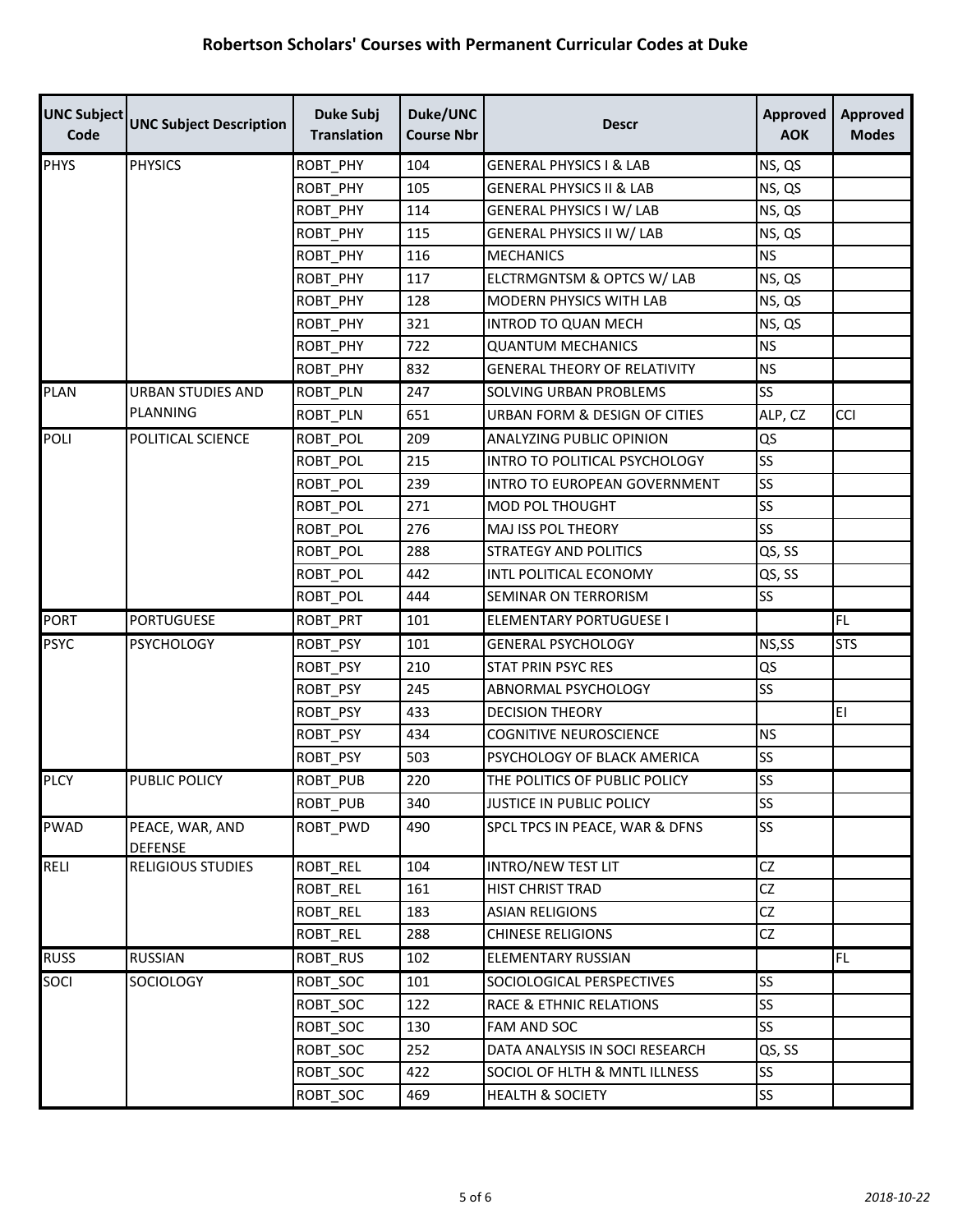# Robertson Scholars' Courses with Permanent Curricular Codes at Duke

| UNC Subject Code | UNC Subject Description | Duke Subj Translation | Duke/UNC Course Nbr | Descr | Approved AOK | Approved Modes |
|---|---|---|---|---|---|---|
| PHYS | PHYSICS | ROBT_PHY | 104 | GENERAL PHYSICS I & LAB | NS, QS | |
| | | ROBT_PHY | 105 | GENERAL PHYSICS II & LAB | NS, QS | |
| | | ROBT_PHY | 114 | GENERAL PHYSICS I W/ LAB | NS, QS | |
| | | ROBT_PHY | 115 | GENERAL PHYSICS II W/ LAB | NS, QS | |
| | | ROBT_PHY | 116 | MECHANICS | NS | |
| | | ROBT_PHY | 117 | ELCTRMGNTSM & OPTCS W/ LAB | NS, QS | |
| | | ROBT_PHY | 128 | MODERN PHYSICS WITH LAB | NS, QS | |
| | | ROBT_PHY | 321 | INTROD TO QUAN MECH | NS, QS | |
| | | ROBT_PHY | 722 | QUANTUM MECHANICS | NS | |
| | | ROBT_PHY | 832 | GENERAL THEORY OF RELATIVITY | NS | |
| PLAN | URBAN STUDIES AND PLANNING | ROBT_PLN | 247 | SOLVING URBAN PROBLEMS | SS | |
| | | ROBT_PLN | 651 | URBAN FORM & DESIGN OF CITIES | ALP, CZ | CCI |
| POLI | POLITICAL SCIENCE | ROBT_POL | 209 | ANALYZING PUBLIC OPINION | QS | |
| | | ROBT_POL | 215 | INTRO TO POLITICAL PSYCHOLOGY | SS | |
| | | ROBT_POL | 239 | INTRO TO EUROPEAN GOVERNMENT | SS | |
| | | ROBT_POL | 271 | MOD POL THOUGHT | SS | |
| | | ROBT_POL | 276 | MAJ ISS POL THEORY | SS | |
| | | ROBT_POL | 288 | STRATEGY AND POLITICS | QS, SS | |
| | | ROBT_POL | 442 | INTL POLITICAL ECONOMY | QS, SS | |
| | | ROBT_POL | 444 | SEMINAR ON TERRORISM | SS | |
| PORT | PORTUGUESE | ROBT_PRT | 101 | ELEMENTARY PORTUGUESE I | | FL |
| PSYC | PSYCHOLOGY | ROBT_PSY | 101 | GENERAL PSYCHOLOGY | NS,SS | STS |
| | | ROBT_PSY | 210 | STAT PRIN PSYC RES | QS | |
| | | ROBT_PSY | 245 | ABNORMAL PSYCHOLOGY | SS | |
| | | ROBT_PSY | 433 | DECISION THEORY | | EI |
| | | ROBT_PSY | 434 | COGNITIVE NEUROSCIENCE | NS | |
| | | ROBT_PSY | 503 | PSYCHOLOGY OF BLACK AMERICA | SS | |
| PLCY | PUBLIC POLICY | ROBT_PUB | 220 | THE POLITICS OF PUBLIC POLICY | SS | |
| | | ROBT_PUB | 340 | JUSTICE IN PUBLIC POLICY | SS | |
| PWAD | PEACE, WAR, AND DEFENSE | ROBT_PWD | 490 | SPCL TPCS IN PEACE, WAR & DFNS | SS | |
| RELI | RELIGIOUS STUDIES | ROBT_REL | 104 | INTRO/NEW TEST LIT | CZ | |
| | | ROBT_REL | 161 | HIST CHRIST TRAD | CZ | |
| | | ROBT_REL | 183 | ASIAN RELIGIONS | CZ | |
| | | ROBT_REL | 288 | CHINESE RELIGIONS | CZ | |
| RUSS | RUSSIAN | ROBT_RUS | 102 | ELEMENTARY RUSSIAN | | FL |
| SOCI | SOCIOLOGY | ROBT_SOC | 101 | SOCIOLOGICAL PERSPECTIVES | SS | |
| | | ROBT_SOC | 122 | RACE & ETHNIC RELATIONS | SS | |
| | | ROBT_SOC | 130 | FAM AND SOC | SS | |
| | | ROBT_SOC | 252 | DATA ANALYSIS IN SOCI RESEARCH | QS, SS | |
| | | ROBT_SOC | 422 | SOCIOL OF HLTH & MNTL ILLNESS | SS | |
| | | ROBT_SOC | 469 | HEALTH & SOCIETY | SS | |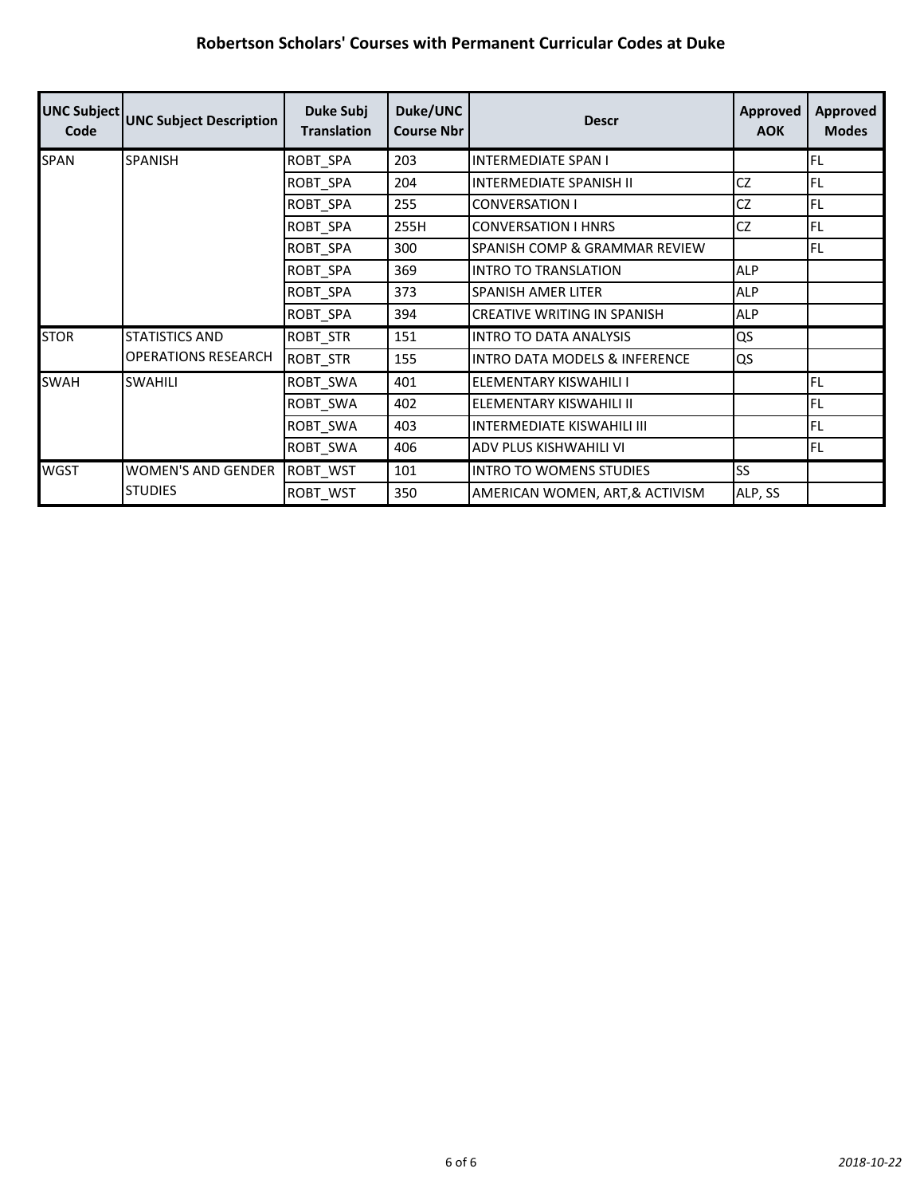## Robertson Scholars' Courses with Permanent Curricular Codes at Duke

| UNC Subject Code | UNC Subject Description | Duke Subj Translation | Duke/UNC Course Nbr | Descr | Approved AOK | Approved Modes |
|---|---|---|---|---|---|---|
| SPAN | SPANISH | ROBT_SPA | 203 | INTERMEDIATE SPAN I | | FL |
| | | ROBT_SPA | 204 | INTERMEDIATE SPANISH II | CZ | FL |
| | | ROBT_SPA | 255 | CONVERSATION I | CZ | FL |
| | | ROBT_SPA | 255H | CONVERSATION I HNRS | CZ | FL |
| | | ROBT_SPA | 300 | SPANISH COMP & GRAMMAR REVIEW | | FL |
| | | ROBT_SPA | 369 | INTRO TO TRANSLATION | ALP | |
| | | ROBT_SPA | 373 | SPANISH AMER LITER | ALP | |
| | | ROBT_SPA | 394 | CREATIVE WRITING IN SPANISH | ALP | |
| STOR | STATISTICS AND OPERATIONS RESEARCH | ROBT_STR | 151 | INTRO TO DATA ANALYSIS | QS | |
| | | ROBT_STR | 155 | INTRO DATA MODELS & INFERENCE | QS | |
| SWAH | SWAHILI | ROBT_SWA | 401 | ELEMENTARY KISWAHILI I | | FL |
| | | ROBT_SWA | 402 | ELEMENTARY KISWAHILI II | | FL |
| | | ROBT_SWA | 403 | INTERMEDIATE KISWAHILI III | | FL |
| | | ROBT_SWA | 406 | ADV PLUS KISHWAHILI VI | | FL |
| WGST | WOMEN'S AND GENDER STUDIES | ROBT_WST | 101 | INTRO TO WOMENS STUDIES | SS | |
| | | ROBT_WST | 350 | AMERICAN WOMEN, ART,& ACTIVISM | ALP, SS | |